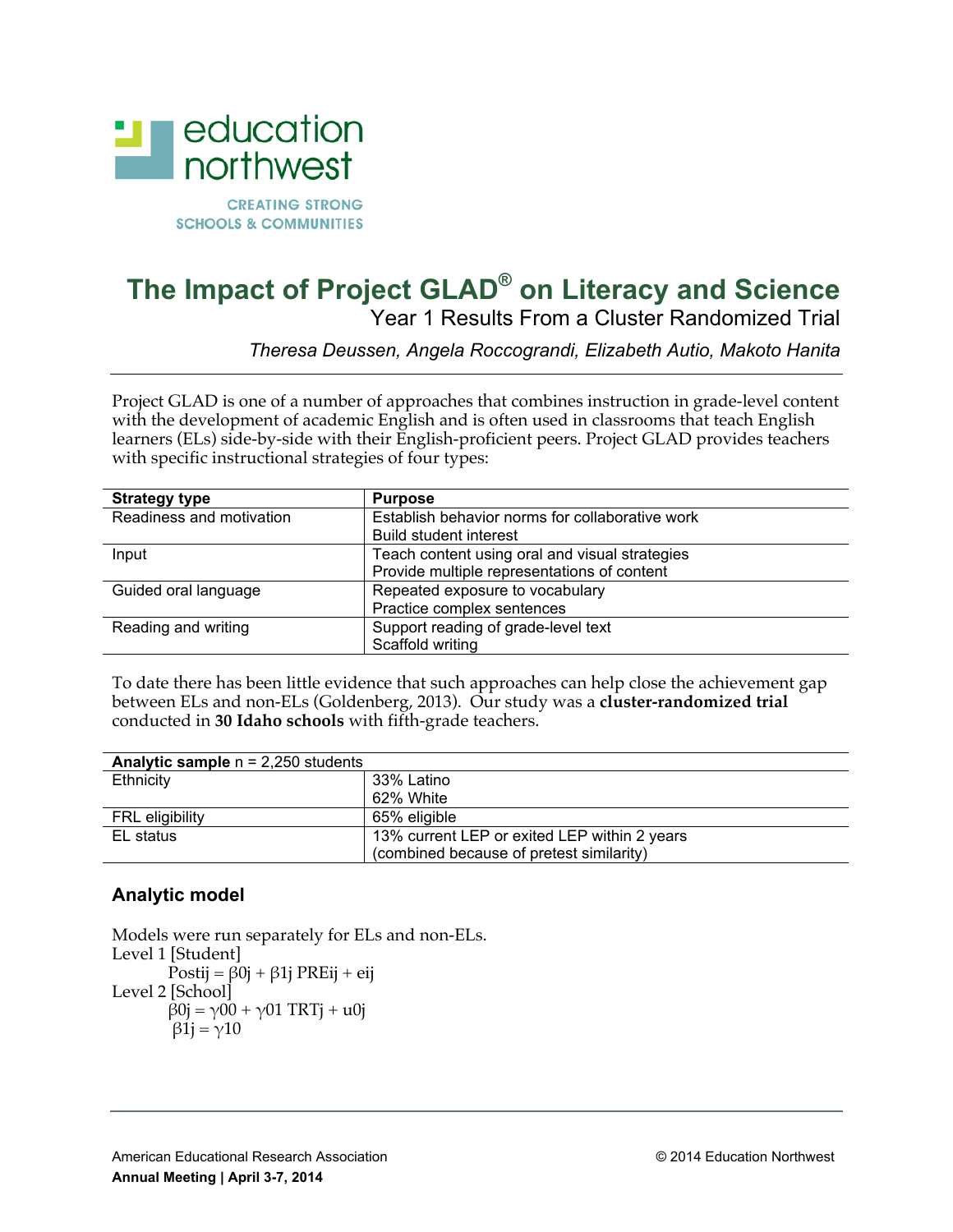education northwest

CREATING STRONG SCHOOLS & COMMUNITIES

# The Impact of Project GLAD® on Literacy and Science

## Year 1 Results From a Cluster Randomized Trial

*Theresa Deussen, Angela Roccograndi, Elizabeth Autio, Makoto Hanita*

---

Project GLAD is one of a number of approaches that combines instruction in grade-level content with the development of academic English and is often used in classrooms that teach English learners (ELs) side-by-side with their English-proficient peers. Project GLAD provides teachers with specific instructional strategies of four types:

| Strategy type | Purpose |
|---|---|
| Readiness and motivation | Establish behavior norms for collaborative work<br>Build student interest |
| Input | Teach content using oral and visual strategies<br>Provide multiple representations of content |
| Guided oral language | Repeated exposure to vocabulary<br>Practice complex sentences |
| Reading and writing | Support reading of grade-level text<br>Scaffold writing |

To date there has been little evidence that such approaches can help close the achievement gap between ELs and non-ELs (Goldenberg, 2013). Our study was a **cluster-randomized trial** conducted in **30 Idaho schools** with fifth-grade teachers.

| **Analytic sample** n = 2,250 students | |
|---|---|
| Ethnicity | 33% Latino<br>62% White |
| FRL eligibility | 65% eligible |
| EL status | 13% current LEP or exited LEP within 2 years<br>(combined because of pretest similarity) |

### Analytic model

Models were run separately for ELs and non-ELs.

Level 1 [Student]

$$Post_{ij} = \beta_{0j} + \beta_{1j} PRE_{ij} + e_{ij}$$

Level 2 [School]

$$\beta_{0j} = \gamma_{00} + \gamma_{01} TRT_j + u_{0j}$$

$$\beta_{1j} = \gamma_{10}$$

American Educational Research Association
**Annual Meeting | April 3-7, 2014**

© 2014 Education Northwest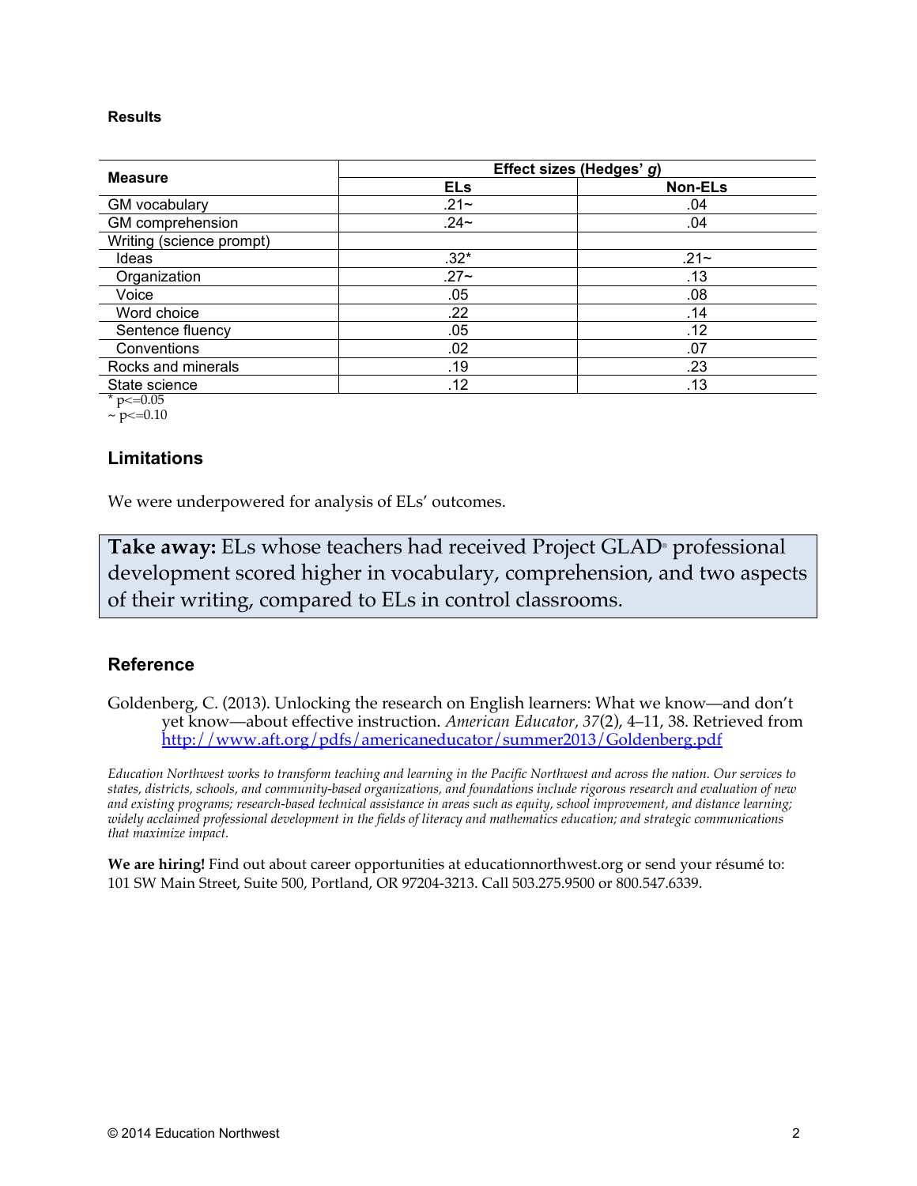**Results**

| Measure | Effect sizes (Hedges' *g*) | |
|---|---|---|
| | **ELs** | **Non-ELs** |
| GM vocabulary | .21~ | .04 |
| GM comprehension | .24~ | .04 |
| Writing (science prompt) | | |
| Ideas | .32* | .21~ |
| Organization | .27~ | .13 |
| Voice | .05 | .08 |
| Word choice | .22 | .14 |
| Sentence fluency | .05 | .12 |
| Conventions | .02 | .07 |
| Rocks and minerals | .19 | .23 |
| State science | .12 | .13 |

\* $p<=0.05$
~ $p<=0.10$

## Limitations

We were underpowered for analysis of ELs' outcomes.

> **Take away:** ELs whose teachers had received Project GLAD® professional development scored higher in vocabulary, comprehension, and two aspects of their writing, compared to ELs in control classrooms.

## Reference

Goldenberg, C. (2013). Unlocking the research on English learners: What we know—and don't yet know—about effective instruction. *American Educator, 37*(2), 4–11, 38. Retrieved from http://www.aft.org/pdfs/americaneducator/summer2013/Goldenberg.pdf

*Education Northwest works to transform teaching and learning in the Pacific Northwest and across the nation. Our services to states, districts, schools, and community-based organizations, and foundations include rigorous research and evaluation of new and existing programs; research-based technical assistance in areas such as equity, school improvement, and distance learning; widely acclaimed professional development in the fields of literacy and mathematics education; and strategic communications that maximize impact.*

**We are hiring!** Find out about career opportunities at educationnorthwest.org or send your résumé to: 101 SW Main Street, Suite 500, Portland, OR 97204-3213. Call 503.275.9500 or 800.547.6339.

© 2014 Education Northwest